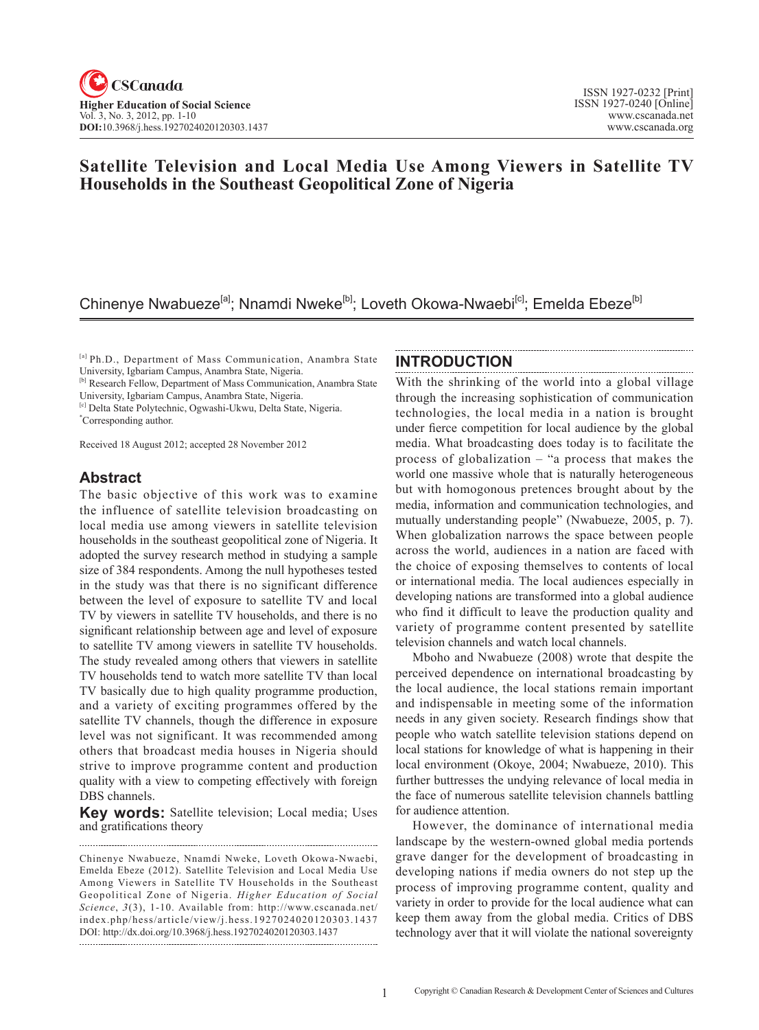# Satellite Television and Local Media Use Among Viewers in Satellite TV Households in the Southeast Geopolitical Zone of Nigeria

Chinenye Nwabueze[a]; Nnamdi Nweke[b]; Loveth Okowa-Nwaebi[c]; Emelda Ebeze[b]

[a] Ph.D., Department of Mass Communication, Anambra State University, Igbariam Campus, Anambra State, Nigeria.
[b] Research Fellow, Department of Mass Communication, Anambra State University, Igbariam Campus, Anambra State, Nigeria.
[c] Delta State Polytechnic, Ogwashi-Ukwu, Delta State, Nigeria.
*Corresponding author.

Received 18 August 2012; accepted 28 November 2012

## Abstract

The basic objective of this work was to examine the influence of satellite television broadcasting on local media use among viewers in satellite television households in the southeast geopolitical zone of Nigeria. It adopted the survey research method in studying a sample size of 384 respondents. Among the null hypotheses tested in the study was that there is no significant difference between the level of exposure to satellite TV and local TV by viewers in satellite TV households, and there is no significant relationship between age and level of exposure to satellite TV among viewers in satellite TV households. The study revealed among others that viewers in satellite TV households tend to watch more satellite TV than local TV basically due to high quality programme production, and a variety of exciting programmes offered by the satellite TV channels, though the difference in exposure level was not significant. It was recommended among others that broadcast media houses in Nigeria should strive to improve programme content and production quality with a view to competing effectively with foreign DBS channels.

**Key words:** Satellite television; Local media; Uses and gratifications theory

Chinenye Nwabueze, Nnamdi Nweke, Loveth Okowa-Nwaebi, Emelda Ebeze (2012). Satellite Television and Local Media Use Among Viewers in Satellite TV Households in the Southeast Geopolitical Zone of Nigeria. *Higher Education of Social Science*, *3*(3), 1-10. Available from: http://www.cscanada.net/index.php/hess/article/view/j.hess.1927024020120303.1437 DOI: http://dx.doi.org/10.3968/j.hess.1927024020120303.1437

## INTRODUCTION

With the shrinking of the world into a global village through the increasing sophistication of communication technologies, the local media in a nation is brought under fierce competition for local audience by the global media. What broadcasting does today is to facilitate the process of globalization – "a process that makes the world one massive whole that is naturally heterogeneous but with homogonous pretences brought about by the media, information and communication technologies, and mutually understanding people" (Nwabueze, 2005, p. 7). When globalization narrows the space between people across the world, audiences in a nation are faced with the choice of exposing themselves to contents of local or international media. The local audiences especially in developing nations are transformed into a global audience who find it difficult to leave the production quality and variety of programme content presented by satellite television channels and watch local channels.

Mboho and Nwabueze (2008) wrote that despite the perceived dependence on international broadcasting by the local audience, the local stations remain important and indispensable in meeting some of the information needs in any given society. Research findings show that people who watch satellite television stations depend on local stations for knowledge of what is happening in their local environment (Okoye, 2004; Nwabueze, 2010). This further buttresses the undying relevance of local media in the face of numerous satellite television channels battling for audience attention.

However, the dominance of international media landscape by the western-owned global media portends grave danger for the development of broadcasting in developing nations if media owners do not step up the process of improving programme content, quality and variety in order to provide for the local audience what can keep them away from the global media. Critics of DBS technology aver that it will violate the national sovereignty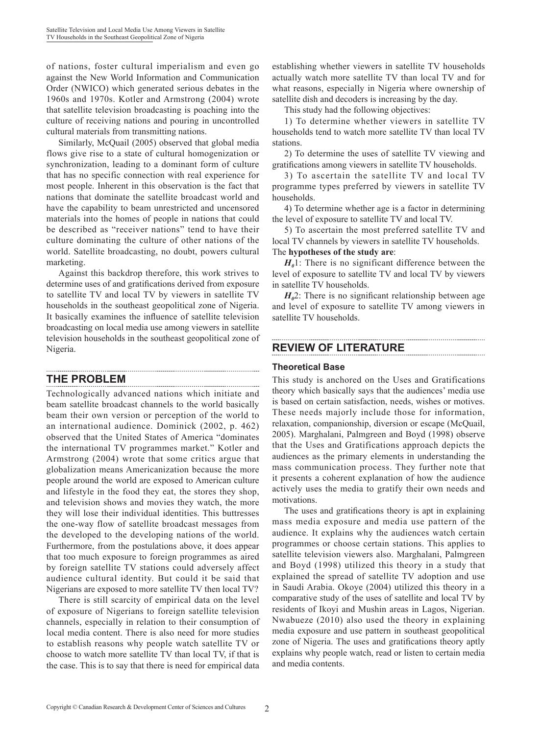of nations, foster cultural imperialism and even go against the New World Information and Communication Order (NWICO) which generated serious debates in the 1960s and 1970s. Kotler and Armstrong (2004) wrote that satellite television broadcasting is poaching into the culture of receiving nations and pouring in uncontrolled cultural materials from transmitting nations.

Similarly, McQuail (2005) observed that global media flows give rise to a state of cultural homogenization or synchronization, leading to a dominant form of culture that has no specific connection with real experience for most people. Inherent in this observation is the fact that nations that dominate the satellite broadcast world and have the capability to beam unrestricted and uncensored materials into the homes of people in nations that could be described as "receiver nations" tend to have their culture dominating the culture of other nations of the world. Satellite broadcasting, no doubt, powers cultural marketing.

Against this backdrop therefore, this work strives to determine uses of and gratifications derived from exposure to satellite TV and local TV by viewers in satellite TV households in the southeast geopolitical zone of Nigeria. It basically examines the influence of satellite television broadcasting on local media use among viewers in satellite television households in the southeast geopolitical zone of Nigeria.

## THE PROBLEM

Technologically advanced nations which initiate and beam satellite broadcast channels to the world basically beam their own version or perception of the world to an international audience. Dominick (2002, p. 462) observed that the United States of America "dominates the international TV programmes market." Kotler and Armstrong (2004) wrote that some critics argue that globalization means Americanization because the more people around the world are exposed to American culture and lifestyle in the food they eat, the stores they shop, and television shows and movies they watch, the more they will lose their individual identities. This buttresses the one-way flow of satellite broadcast messages from the developed to the developing nations of the world. Furthermore, from the postulations above, it does appear that too much exposure to foreign programmes as aired by foreign satellite TV stations could adversely affect audience cultural identity. But could it be said that Nigerians are exposed to more satellite TV then local TV?

There is still scarcity of empirical data on the level of exposure of Nigerians to foreign satellite television channels, especially in relation to their consumption of local media content. There is also need for more studies to establish reasons why people watch satellite TV or choose to watch more satellite TV than local TV, if that is the case. This is to say that there is need for empirical data establishing whether viewers in satellite TV households actually watch more satellite TV than local TV and for what reasons, especially in Nigeria where ownership of satellite dish and decoders is increasing by the day.

This study had the following objectives:

1) To determine whether viewers in satellite TV households tend to watch more satellite TV than local TV stations.

2) To determine the uses of satellite TV viewing and gratifications among viewers in satellite TV households.

3) To ascertain the satellite TV and local TV programme types preferred by viewers in satellite TV households.

4) To determine whether age is a factor in determining the level of exposure to satellite TV and local TV.

5) To ascertain the most preferred satellite TV and local TV channels by viewers in satellite TV households.

The **hypotheses of the study are**:

$H_0$1: There is no significant difference between the level of exposure to satellite TV and local TV by viewers in satellite TV households.

$H_0$2: There is no significant relationship between age and level of exposure to satellite TV among viewers in satellite TV households.

## REVIEW OF LITERATURE

### Theoretical Base

This study is anchored on the Uses and Gratifications theory which basically says that the audiences' media use is based on certain satisfaction, needs, wishes or motives. These needs majorly include those for information, relaxation, companionship, diversion or escape (McQuail, 2005). Marghalani, Palmgreen and Boyd (1998) observe that the Uses and Gratifications approach depicts the audiences as the primary elements in understanding the mass communication process. They further note that it presents a coherent explanation of how the audience actively uses the media to gratify their own needs and motivations.

The uses and gratifications theory is apt in explaining mass media exposure and media use pattern of the audience. It explains why the audiences watch certain programmes or choose certain stations. This applies to satellite television viewers also. Marghalani, Palmgreen and Boyd (1998) utilized this theory in a study that explained the spread of satellite TV adoption and use in Saudi Arabia. Okoye (2004) utilized this theory in a comparative study of the uses of satellite and local TV by residents of Ikoyi and Mushin areas in Lagos, Nigerian. Nwabueze (2010) also used the theory in explaining media exposure and use pattern in southeast geopolitical zone of Nigeria. The uses and gratifications theory aptly explains why people watch, read or listen to certain media and media contents.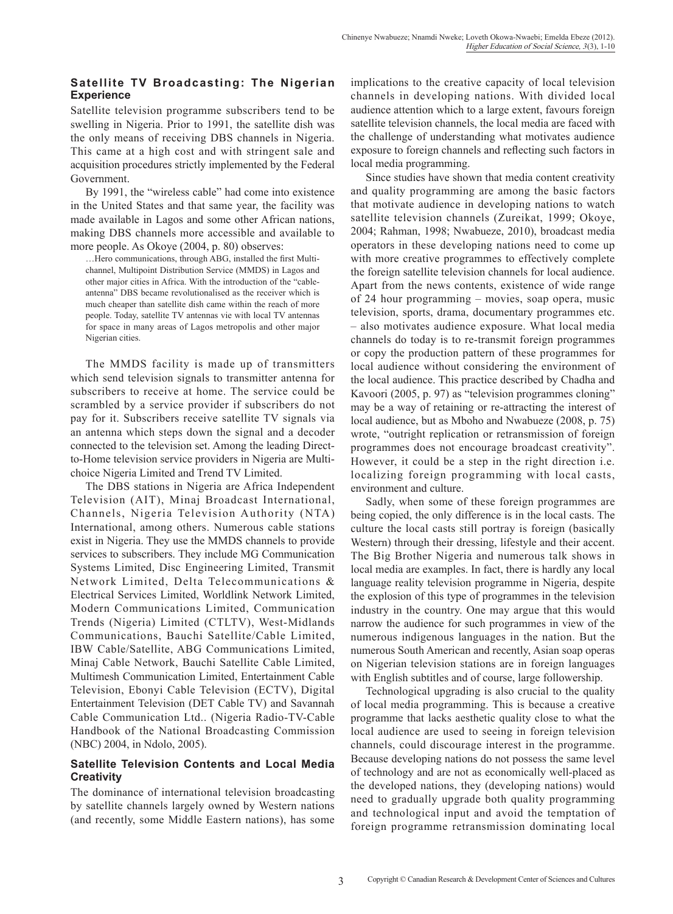## Satellite TV Broadcasting: The Nigerian Experience

Satellite television programme subscribers tend to be swelling in Nigeria. Prior to 1991, the satellite dish was the only means of receiving DBS channels in Nigeria. This came at a high cost and with stringent sale and acquisition procedures strictly implemented by the Federal Government.

By 1991, the "wireless cable" had come into existence in the United States and that same year, the facility was made available in Lagos and some other African nations, making DBS channels more accessible and available to more people. As Okoye (2004, p. 80) observes:

> …Hero communications, through ABG, installed the first Multi-channel, Multipoint Distribution Service (MMDS) in Lagos and other major cities in Africa. With the introduction of the "cable-antenna" DBS became revolutionalised as the receiver which is much cheaper than satellite dish came within the reach of more people. Today, satellite TV antennas vie with local TV antennas for space in many areas of Lagos metropolis and other major Nigerian cities.

The MMDS facility is made up of transmitters which send television signals to transmitter antenna for subscribers to receive at home. The service could be scrambled by a service provider if subscribers do not pay for it. Subscribers receive satellite TV signals via an antenna which steps down the signal and a decoder connected to the television set. Among the leading Direct-to-Home television service providers in Nigeria are Multi-choice Nigeria Limited and Trend TV Limited.

The DBS stations in Nigeria are Africa Independent Television (AIT), Minaj Broadcast International, Channels, Nigeria Television Authority (NTA) International, among others. Numerous cable stations exist in Nigeria. They use the MMDS channels to provide services to subscribers. They include MG Communication Systems Limited, Disc Engineering Limited, Transmit Network Limited, Delta Telecommunications & Electrical Services Limited, Worldlink Network Limited, Modern Communications Limited, Communication Trends (Nigeria) Limited (CTLTV), West-Midlands Communications, Bauchi Satellite/Cable Limited, IBW Cable/Satellite, ABG Communications Limited, Minaj Cable Network, Bauchi Satellite Cable Limited, Multimesh Communication Limited, Entertainment Cable Television, Ebonyi Cable Television (ECTV), Digital Entertainment Television (DET Cable TV) and Savannah Cable Communication Ltd.. (Nigeria Radio-TV-Cable Handbook of the National Broadcasting Commission (NBC) 2004, in Ndolo, 2005).

## Satellite Television Contents and Local Media Creativity

The dominance of international television broadcasting by satellite channels largely owned by Western nations (and recently, some Middle Eastern nations), has some implications to the creative capacity of local television channels in developing nations. With divided local audience attention which to a large extent, favours foreign satellite television channels, the local media are faced with the challenge of understanding what motivates audience exposure to foreign channels and reflecting such factors in local media programming.

Since studies have shown that media content creativity and quality programming are among the basic factors that motivate audience in developing nations to watch satellite television channels (Zureikat, 1999; Okoye, 2004; Rahman, 1998; Nwabueze, 2010), broadcast media operators in these developing nations need to come up with more creative programmes to effectively complete the foreign satellite television channels for local audience. Apart from the news contents, existence of wide range of 24 hour programming – movies, soap opera, music television, sports, drama, documentary programmes etc. – also motivates audience exposure. What local media channels do today is to re-transmit foreign programmes or copy the production pattern of these programmes for local audience without considering the environment of the local audience. This practice described by Chadha and Kavoori (2005, p. 97) as "television programmes cloning" may be a way of retaining or re-attracting the interest of local audience, but as Mboho and Nwabueze (2008, p. 75) wrote, "outright replication or retransmission of foreign programmes does not encourage broadcast creativity". However, it could be a step in the right direction i.e. localizing foreign programming with local casts, environment and culture.

Sadly, when some of these foreign programmes are being copied, the only difference is in the local casts. The culture the local casts still portray is foreign (basically Western) through their dressing, lifestyle and their accent. The Big Brother Nigeria and numerous talk shows in local media are examples. In fact, there is hardly any local language reality television programme in Nigeria, despite the explosion of this type of programmes in the television industry in the country. One may argue that this would narrow the audience for such programmes in view of the numerous indigenous languages in the nation. But the numerous South American and recently, Asian soap operas on Nigerian television stations are in foreign languages with English subtitles and of course, large followership.

Technological upgrading is also crucial to the quality of local media programming. This is because a creative programme that lacks aesthetic quality close to what the local audience are used to seeing in foreign television channels, could discourage interest in the programme. Because developing nations do not possess the same level of technology and are not as economically well-placed as the developed nations, they (developing nations) would need to gradually upgrade both quality programming and technological input and avoid the temptation of foreign programme retransmission dominating local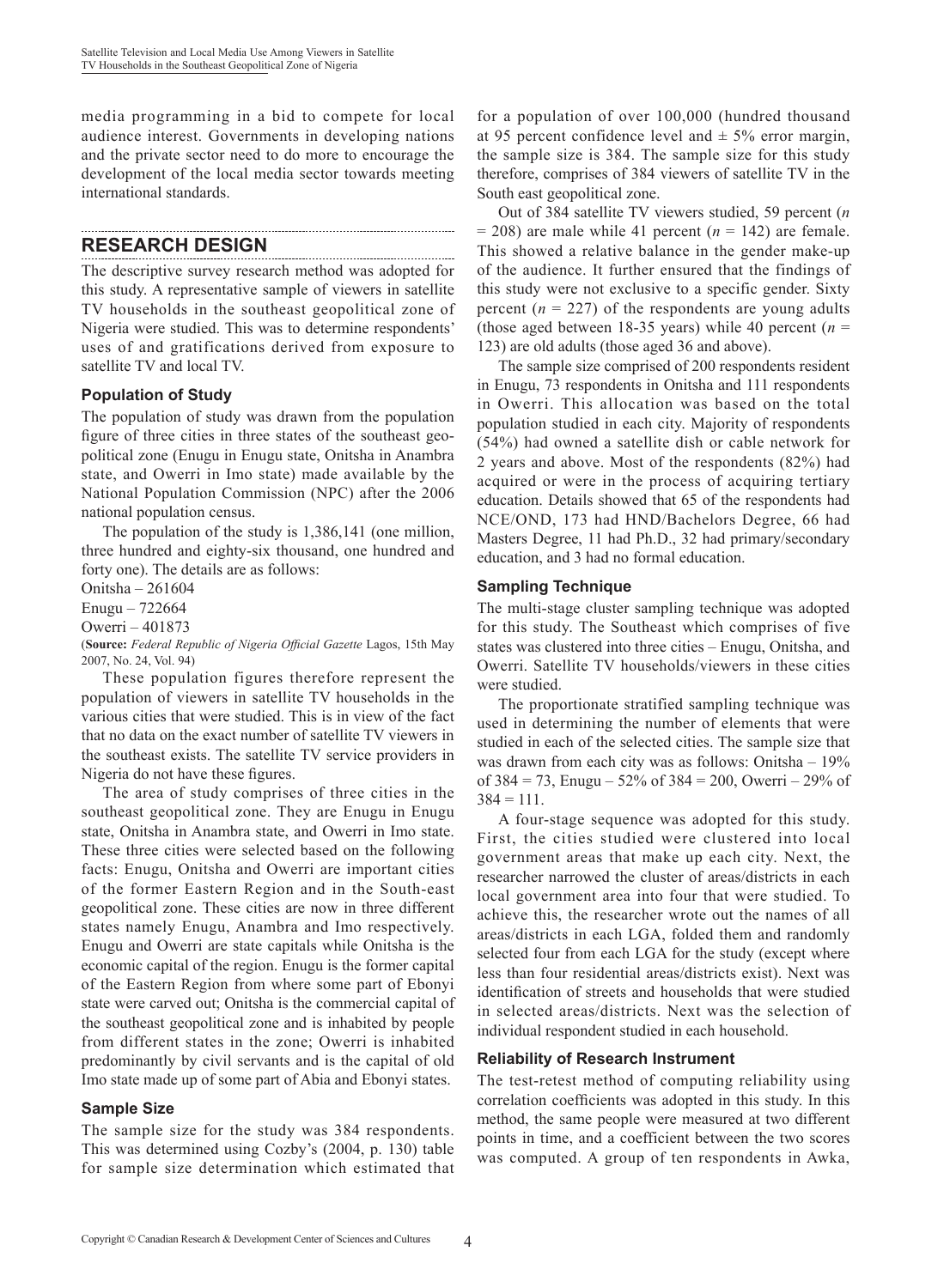media programming in a bid to compete for local audience interest. Governments in developing nations and the private sector need to do more to encourage the development of the local media sector towards meeting international standards.

## RESEARCH DESIGN

The descriptive survey research method was adopted for this study. A representative sample of viewers in satellite TV households in the southeast geopolitical zone of Nigeria were studied. This was to determine respondents' uses of and gratifications derived from exposure to satellite TV and local TV.

### Population of Study

The population of study was drawn from the population figure of three cities in three states of the southeast geopolitical zone (Enugu in Enugu state, Onitsha in Anambra state, and Owerri in Imo state) made available by the National Population Commission (NPC) after the 2006 national population census.

The population of the study is 1,386,141 (one million, three hundred and eighty-six thousand, one hundred and forty one). The details are as follows:

Onitsha – 261604

Enugu – 722664

Owerri – 401873

(**Source:** *Federal Republic of Nigeria Official Gazette* Lagos, 15th May 2007, No. 24, Vol. 94)

These population figures therefore represent the population of viewers in satellite TV households in the various cities that were studied. This is in view of the fact that no data on the exact number of satellite TV viewers in the southeast exists. The satellite TV service providers in Nigeria do not have these figures.

The area of study comprises of three cities in the southeast geopolitical zone. They are Enugu in Enugu state, Onitsha in Anambra state, and Owerri in Imo state. These three cities were selected based on the following facts: Enugu, Onitsha and Owerri are important cities of the former Eastern Region and in the South-east geopolitical zone. These cities are now in three different states namely Enugu, Anambra and Imo respectively. Enugu and Owerri are state capitals while Onitsha is the economic capital of the region. Enugu is the former capital of the Eastern Region from where some part of Ebonyi state were carved out; Onitsha is the commercial capital of the southeast geopolitical zone and is inhabited by people from different states in the zone; Owerri is inhabited predominantly by civil servants and is the capital of old Imo state made up of some part of Abia and Ebonyi states.

### Sample Size

The sample size for the study was 384 respondents. This was determined using Cozby's (2004, p. 130) table for sample size determination which estimated that for a population of over 100,000 (hundred thousand at 95 percent confidence level and ± 5% error margin, the sample size is 384. The sample size for this study therefore, comprises of 384 viewers of satellite TV in the South east geopolitical zone.

Out of 384 satellite TV viewers studied, 59 percent ($n = 208$) are male while 41 percent ($n = 142$) are female. This showed a relative balance in the gender make-up of the audience. It further ensured that the findings of this study were not exclusive to a specific gender. Sixty percent ($n = 227$) of the respondents are young adults (those aged between 18-35 years) while 40 percent ($n = 123$) are old adults (those aged 36 and above).

The sample size comprised of 200 respondents resident in Enugu, 73 respondents in Onitsha and 111 respondents in Owerri. This allocation was based on the total population studied in each city. Majority of respondents (54%) had owned a satellite dish or cable network for 2 years and above. Most of the respondents (82%) had acquired or were in the process of acquiring tertiary education. Details showed that 65 of the respondents had NCE/OND, 173 had HND/Bachelors Degree, 66 had Masters Degree, 11 had Ph.D., 32 had primary/secondary education, and 3 had no formal education.

### Sampling Technique

The multi-stage cluster sampling technique was adopted for this study. The Southeast which comprises of five states was clustered into three cities – Enugu, Onitsha, and Owerri. Satellite TV households/viewers in these cities were studied.

The proportionate stratified sampling technique was used in determining the number of elements that were studied in each of the selected cities. The sample size that was drawn from each city was as follows: Onitsha – 19% of 384 = 73, Enugu – 52% of 384 = 200, Owerri – 29% of 384 = 111.

A four-stage sequence was adopted for this study. First, the cities studied were clustered into local government areas that make up each city. Next, the researcher narrowed the cluster of areas/districts in each local government area into four that were studied. To achieve this, the researcher wrote out the names of all areas/districts in each LGA, folded them and randomly selected four from each LGA for the study (except where less than four residential areas/districts exist). Next was identification of streets and households that were studied in selected areas/districts. Next was the selection of individual respondent studied in each household.

### Reliability of Research Instrument

The test-retest method of computing reliability using correlation coefficients was adopted in this study. In this method, the same people were measured at two different points in time, and a coefficient between the two scores was computed. A group of ten respondents in Awka,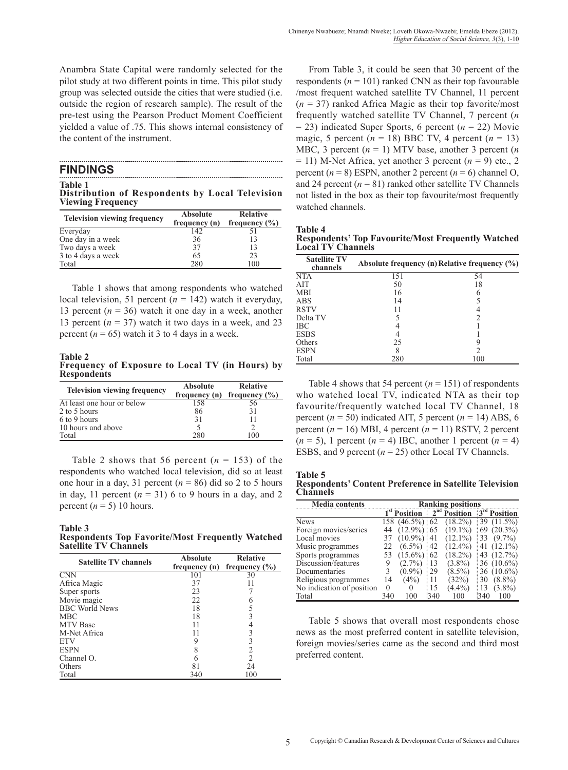Anambra State Capital were randomly selected for the pilot study at two different points in time. This pilot study group was selected outside the cities that were studied (i.e. outside the region of research sample). The result of the pre-test using the Pearson Product Moment Coefficient yielded a value of .75. This shows internal consistency of the content of the instrument.

## FINDINGS

**Table 1**
**Distribution of Respondents by Local Television Viewing Frequency**

| Television viewing frequency | Absolute frequency (n) | Relative frequency (%) |
|---|---|---|
| Everyday | 142 | 51 |
| One day in a week | 36 | 13 |
| Two days a week | 37 | 13 |
| 3 to 4 days a week | 65 | 23 |
| Total | 280 | 100 |

Table 1 shows that among respondents who watched local television, 51 percent ($n$ = 142) watch it everyday, 13 percent ($n$ = 36) watch it one day in a week, another 13 percent ($n$ = 37) watch it two days in a week, and 23 percent ($n$ = 65) watch it 3 to 4 days in a week.

**Table 2**
**Frequency of Exposure to Local TV (in Hours) by Respondents**

| Television viewing frequency | Absolute frequency (n) | Relative frequency (%) |
|---|---|---|
| At least one hour or below | 158 | 56 |
| 2 to 5 hours | 86 | 31 |
| 6 to 9 hours | 31 | 11 |
| 10 hours and above | 5 | 2 |
| Total | 280 | 100 |

Table 2 shows that 56 percent ($n$ = 153) of the respondents who watched local television, did so at least one hour in a day, 31 percent ($n$ = 86) did so 2 to 5 hours in day, 11 percent ($n$ = 31) 6 to 9 hours in a day, and 2 percent ($n$ = 5) 10 hours.

**Table 3**
**Respondents Top Favorite/Most Frequently Watched Satellite TV Channels**

| Satellite TV channels | Absolute frequency (n) | Relative frequency (%) |
|---|---|---|
| CNN | 101 | 30 |
| Africa Magic | 37 | 11 |
| Super sports | 23 | 7 |
| Movie magic | 22 | 6 |
| BBC World News | 18 | 5 |
| MBC | 18 | 3 |
| MTV Base | 11 | 4 |
| M-Net Africa | 11 | 3 |
| ETV | 9 | 3 |
| ESPN | 8 | 2 |
| Channel O. | 6 | 2 |
| Others | 81 | 24 |
| Total | 340 | 100 |

From Table 3, it could be seen that 30 percent of the respondents ($n$ = 101) ranked CNN as their top favourable /most frequent watched satellite TV Channel, 11 percent ($n$ = 37) ranked Africa Magic as their top favorite/most frequently watched satellite TV Channel, 7 percent ($n$ = 23) indicated Super Sports, 6 percent ($n$ = 22) Movie magic, 5 percent ($n$ = 18) BBC TV, 4 percent ($n$ = 13) MBC, 3 percent ($n$ = 1) MTV base, another 3 percent ($n$ = 11) M-Net Africa, yet another 3 percent ($n$ = 9) etc., 2 percent ($n$ = 8) ESPN, another 2 percent ($n$ = 6) channel O, and 24 percent ($n$ = 81) ranked other satellite TV Channels not listed in the box as their top favourite/most frequently watched channels.

**Table 4**
**Respondents' Top Favourite/Most Frequently Watched Local TV Channels**

| Satellite TV channels | Absolute frequency (n) | Relative frequency (%) |
|---|---|---|
| NTA | 151 | 54 |
| AIT | 50 | 18 |
| MBI | 16 | 6 |
| ABS | 14 | 5 |
| RSTV | 11 | 4 |
| Delta TV | 5 | 2 |
| IBC | 4 | 1 |
| ESBS | 4 | 1 |
| Others | 25 | 9 |
| ESPN | 8 | 2 |
| Total | 280 | 100 |

Table 4 shows that 54 percent ($n$ = 151) of respondents who watched local TV, indicated NTA as their top favourite/frequently watched local TV Channel, 18 percent ($n$ = 50) indicated AIT, 5 percent ($n$ = 14) ABS, 6 percent ($n$ = 16) MBI, 4 percent ($n$ = 11) RSTV, 2 percent ($n$ = 5), 1 percent ($n$ = 4) IBC, another 1 percent ($n$ = 4) ESBS, and 9 percent ($n$ = 25) other Local TV Channels.

**Table 5**
**Respondents' Content Preference in Satellite Television Channels**

| Media contents | Ranking positions | | | | | |
|---|---|---|---|---|---|---|
| | 1st Position | | 2nd Position | | 3rd Position | |
| News | 158 | (46.5%) | 62 | (18.2%) | 39 | (11.5%) |
| Foreign movies/series | 44 | (12.9%) | 65 | (19.1%) | 69 | (20.3%) |
| Local movies | 37 | (10.9%) | 41 | (12.1%) | 33 | (9.7%) |
| Music programmes | 22 | (6.5%) | 42 | (12.4%) | 41 | (12.1%) |
| Sports programmes | 53 | (15.6%) | 62 | (18.2%) | 43 | (12.7%) |
| Discussion/features | 9 | (2.7%) | 13 | (3.8%) | 36 | (10.6%) |
| Documentaries | 3 | (0.9%) | 29 | (8.5%) | 36 | (10.6%) |
| Religious programmes | 14 | (4%) | 11 | (32%) | 30 | (8.8%) |
| No indication of position | 0 | 0 | 15 | (4.4%) | 13 | (3.8%) |
| Total | 340 | 100 | 340 | 100 | 340 | 100 |

Table 5 shows that overall most respondents chose news as the most preferred content in satellite television, foreign movies/series came as the second and third most preferred content.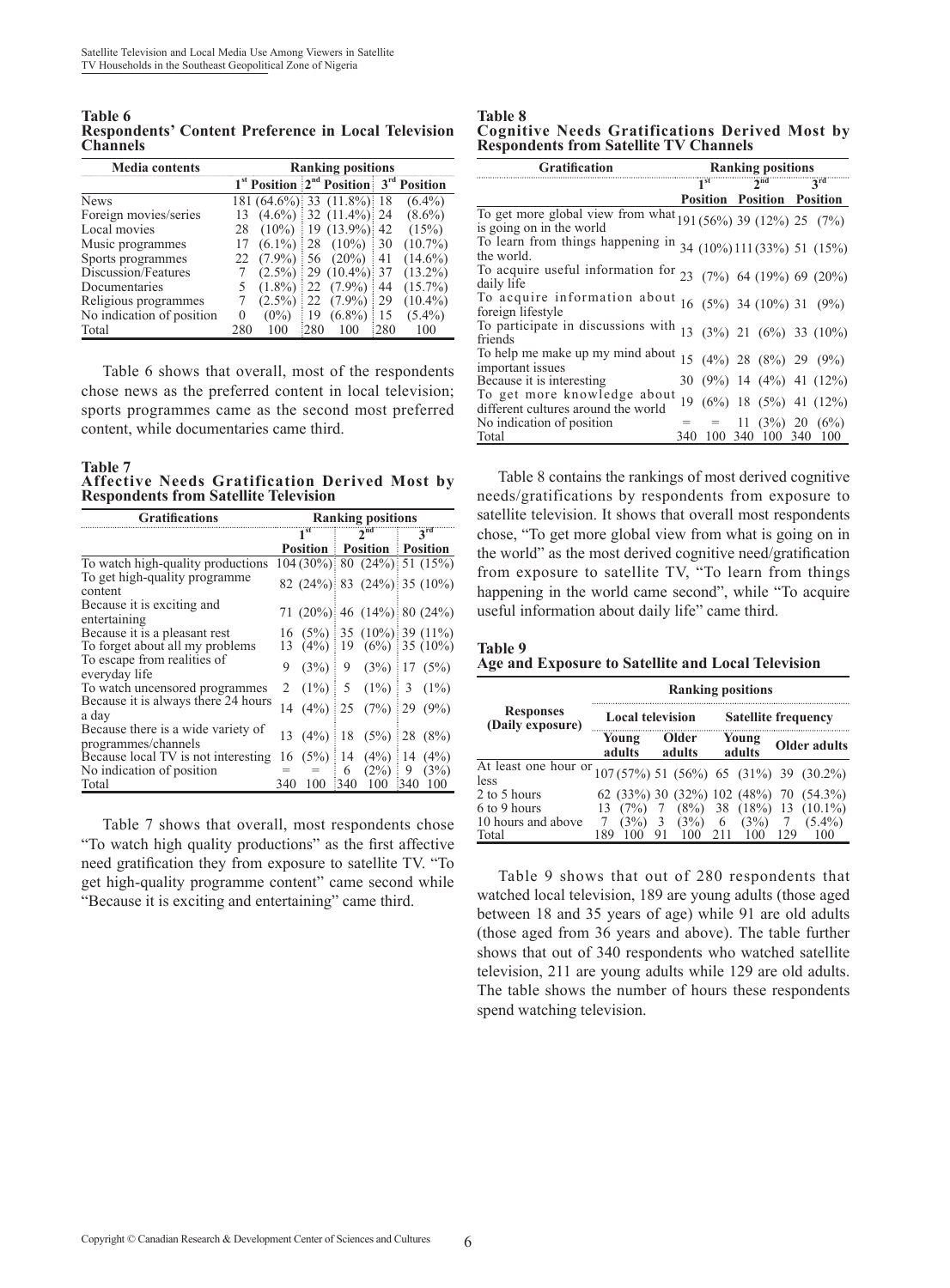**Table 6**
**Respondents' Content Preference in Local Television Channels**

| Media contents | Ranking positions | | | | | |
|---|---|---|---|---|---|---|
| | 1st Position | | 2nd Position | | 3rd Position | |
| News | 181 | (64.6%) | 33 | (11.8%) | 18 | (6.4%) |
| Foreign movies/series | 13 | (4.6%) | 32 | (11.4%) | 24 | (8.6%) |
| Local movies | 28 | (10%) | 19 | (13.9%) | 42 | (15%) |
| Music programmes | 17 | (6.1%) | 28 | (10%) | 30 | (10.7%) |
| Sports programmes | 22 | (7.9%) | 56 | (20%) | 41 | (14.6%) |
| Discussion/Features | 7 | (2.5%) | 29 | (10.4%) | 37 | (13.2%) |
| Documentaries | 5 | (1.8%) | 22 | (7.9%) | 44 | (15.7%) |
| Religious programmes | 7 | (2.5%) | 22 | (7.9%) | 29 | (10.4%) |
| No indication of position | 0 | (0%) | 19 | (6.8%) | 15 | (5.4%) |
| Total | 280 | 100 | 280 | 100 | 280 | 100 |

Table 6 shows that overall, most of the respondents chose news as the preferred content in local television; sports programmes came as the second most preferred content, while documentaries came third.

**Table 7**
**Affective Needs Gratification Derived Most by Respondents from Satellite Television**

| Gratifications | Ranking positions | | | | | |
|---|---|---|---|---|---|---|
| | 1st Position | | 2nd Position | | 3rd Position | |
| To watch high-quality productions | 104 | (30%) | 80 | (24%) | 51 | (15%) |
| To get high-quality programme content | 82 | (24%) | 83 | (24%) | 35 | (10%) |
| Because it is exciting and entertaining | 71 | (20%) | 46 | (14%) | 80 | (24%) |
| Because it is a pleasant rest | 16 | (5%) | 35 | (10%) | 39 | (11%) |
| To forget about all my problems | 13 | (4%) | 19 | (6%) | 35 | (10%) |
| To escape from realities of everyday life | 9 | (3%) | 9 | (3%) | 17 | (5%) |
| To watch uncensored programmes | 2 | (1%) | 5 | (1%) | 3 | (1%) |
| Because it is always there 24 hours a day | 14 | (4%) | 25 | (7%) | 29 | (9%) |
| Because there is a wide variety of programmes/channels | 13 | (4%) | 18 | (5%) | 28 | (8%) |
| Because local TV is not interesting | 16 | (5%) | 14 | (4%) | 14 | (4%) |
| No indication of position | = | = | 6 | (2%) | 9 | (3%) |
| Total | 340 | 100 | 340 | 100 | 340 | 100 |

Table 7 shows that overall, most respondents chose "To watch high quality productions" as the first affective need gratification they from exposure to satellite TV. "To get high-quality programme content" came second while "Because it is exciting and entertaining" came third.

**Table 8**
**Cognitive Needs Gratifications Derived Most by Respondents from Satellite TV Channels**

| Gratification | Ranking positions | | | | | |
|---|---|---|---|---|---|---|
| | 1st Position | | 2nd Position | | 3rd Position | |
| To get more global view from what is going on in the world | 191 | (56%) | 39 | (12%) | 25 | (7%) |
| To learn from things happening in the world. | 34 | (10%) | 111 | (33%) | 51 | (15%) |
| To acquire useful information for daily life | 23 | (7%) | 64 | (19%) | 69 | (20%) |
| To acquire information about foreign lifestyle | 16 | (5%) | 34 | (10%) | 31 | (9%) |
| To participate in discussions with friends | 13 | (3%) | 21 | (6%) | 33 | (10%) |
| To help me make up my mind about important issues | 15 | (4%) | 28 | (8%) | 29 | (9%) |
| Because it is interesting | 30 | (9%) | 14 | (4%) | 41 | (12%) |
| To get more knowledge about different cultures around the world | 19 | (6%) | 18 | (5%) | 41 | (12%) |
| No indication of position | = | = | 11 | (3%) | 20 | (6%) |
| Total | 340 | 100 | 340 | 100 | 340 | 100 |

Table 8 contains the rankings of most derived cognitive needs/gratifications by respondents from exposure to satellite television. It shows that overall most respondents chose, "To get more global view from what is going on in the world" as the most derived cognitive need/gratification from exposure to satellite TV, "To learn from things happening in the world came second", while "To acquire useful information about daily life" came third.

**Table 9**
**Age and Exposure to Satellite and Local Television**

| Responses (Daily exposure) | Ranking positions | | | | | | | |
|---|---|---|---|---|---|---|---|---|
| | Local television | | | | Satellite frequency | | | |
| | Young adults | | Older adults | | Young adults | | Older adults | |
| At least one hour or less | 107 | (57%) | 51 | (56%) | 65 | (31%) | 39 | (30.2%) |
| 2 to 5 hours | 62 | (33%) | 30 | (32%) | 102 | (48%) | 70 | (54.3%) |
| 6 to 9 hours | 13 | (7%) | 7 | (8%) | 38 | (18%) | 13 | (10.1%) |
| 10 hours and above | 7 | (3%) | 3 | (3%) | 6 | (3%) | 7 | (5.4%) |
| Total | 189 | 100 | 91 | 100 | 211 | 100 | 129 | 100 |

Table 9 shows that out of 280 respondents that watched local television, 189 are young adults (those aged between 18 and 35 years of age) while 91 are old adults (those aged from 36 years and above). The table further shows that out of 340 respondents who watched satellite television, 211 are young adults while 129 are old adults. The table shows the number of hours these respondents spend watching television.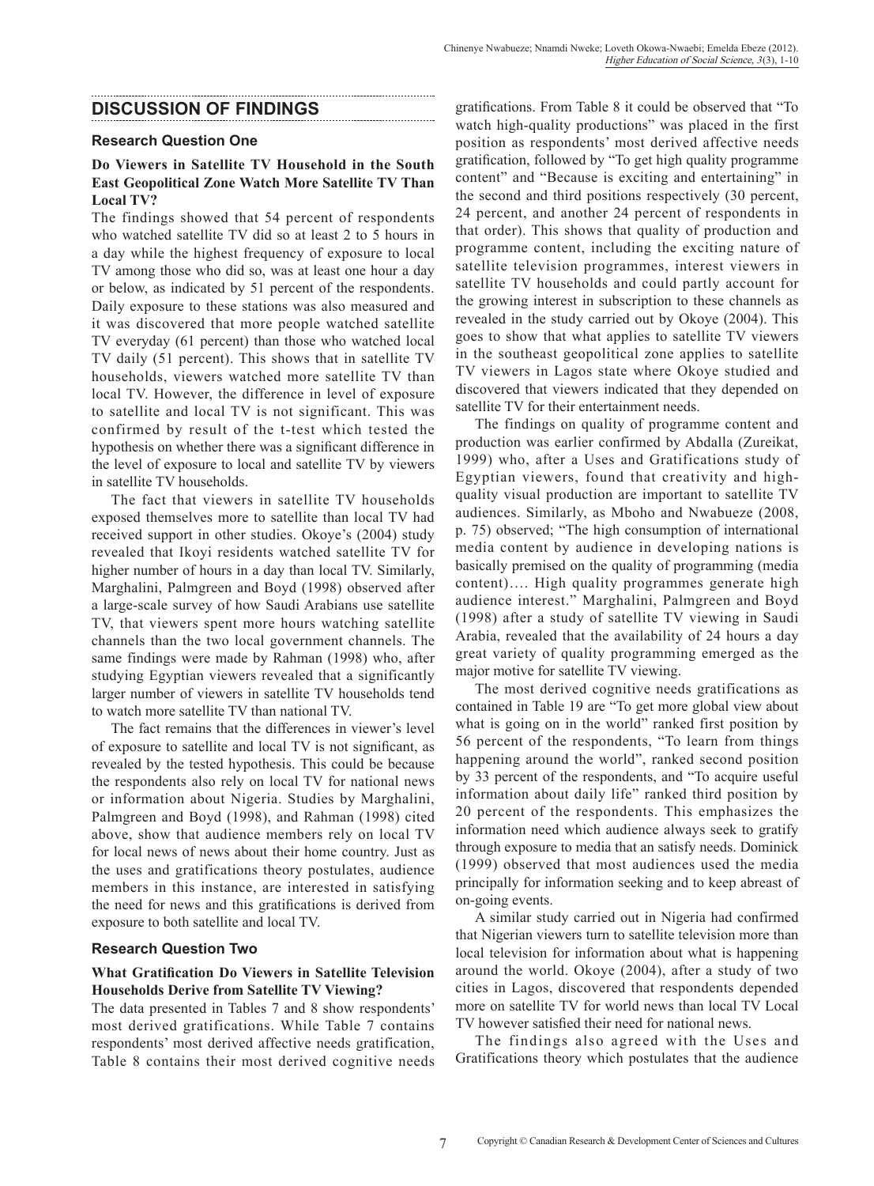## DISCUSSION OF FINDINGS

### Research Question One

**Do Viewers in Satellite TV Household in the South East Geopolitical Zone Watch More Satellite TV Than Local TV?**

The findings showed that 54 percent of respondents who watched satellite TV did so at least 2 to 5 hours in a day while the highest frequency of exposure to local TV among those who did so, was at least one hour a day or below, as indicated by 51 percent of the respondents. Daily exposure to these stations was also measured and it was discovered that more people watched satellite TV everyday (61 percent) than those who watched local TV daily (51 percent). This shows that in satellite TV households, viewers watched more satellite TV than local TV. However, the difference in level of exposure to satellite and local TV is not significant. This was confirmed by result of the t-test which tested the hypothesis on whether there was a significant difference in the level of exposure to local and satellite TV by viewers in satellite TV households.

The fact that viewers in satellite TV households exposed themselves more to satellite than local TV had received support in other studies. Okoye's (2004) study revealed that Ikoyi residents watched satellite TV for higher number of hours in a day than local TV. Similarly, Marghalini, Palmgreen and Boyd (1998) observed after a large-scale survey of how Saudi Arabians use satellite TV, that viewers spent more hours watching satellite channels than the two local government channels. The same findings were made by Rahman (1998) who, after studying Egyptian viewers revealed that a significantly larger number of viewers in satellite TV households tend to watch more satellite TV than national TV.

The fact remains that the differences in viewer's level of exposure to satellite and local TV is not significant, as revealed by the tested hypothesis. This could be because the respondents also rely on local TV for national news or information about Nigeria. Studies by Marghalini, Palmgreen and Boyd (1998), and Rahman (1998) cited above, show that audience members rely on local TV for local news of news about their home country. Just as the uses and gratifications theory postulates, audience members in this instance, are interested in satisfying the need for news and this gratifications is derived from exposure to both satellite and local TV.

### Research Question Two

**What Gratification Do Viewers in Satellite Television Households Derive from Satellite TV Viewing?**

The data presented in Tables 7 and 8 show respondents' most derived gratifications. While Table 7 contains respondents' most derived affective needs gratification, Table 8 contains their most derived cognitive needs gratifications. From Table 8 it could be observed that "To watch high-quality productions" was placed in the first position as respondents' most derived affective needs gratification, followed by "To get high quality programme content" and "Because is exciting and entertaining" in the second and third positions respectively (30 percent, 24 percent, and another 24 percent of respondents in that order). This shows that quality of production and programme content, including the exciting nature of satellite television programmes, interest viewers in satellite TV households and could partly account for the growing interest in subscription to these channels as revealed in the study carried out by Okoye (2004). This goes to show that what applies to satellite TV viewers in the southeast geopolitical zone applies to satellite TV viewers in Lagos state where Okoye studied and discovered that viewers indicated that they depended on satellite TV for their entertainment needs.

The findings on quality of programme content and production was earlier confirmed by Abdalla (Zureikat, 1999) who, after a Uses and Gratifications study of Egyptian viewers, found that creativity and high-quality visual production are important to satellite TV audiences. Similarly, as Mboho and Nwabueze (2008, p. 75) observed; "The high consumption of international media content by audience in developing nations is basically premised on the quality of programming (media content)…. High quality programmes generate high audience interest." Marghalini, Palmgreen and Boyd (1998) after a study of satellite TV viewing in Saudi Arabia, revealed that the availability of 24 hours a day great variety of quality programming emerged as the major motive for satellite TV viewing.

The most derived cognitive needs gratifications as contained in Table 19 are "To get more global view about what is going on in the world" ranked first position by 56 percent of the respondents, "To learn from things happening around the world", ranked second position by 33 percent of the respondents, and "To acquire useful information about daily life" ranked third position by 20 percent of the respondents. This emphasizes the information need which audience always seek to gratify through exposure to media that an satisfy needs. Dominick (1999) observed that most audiences used the media principally for information seeking and to keep abreast of on-going events.

A similar study carried out in Nigeria had confirmed that Nigerian viewers turn to satellite television more than local television for information about what is happening around the world. Okoye (2004), after a study of two cities in Lagos, discovered that respondents depended more on satellite TV for world news than local TV Local TV however satisfied their need for national news.

The findings also agreed with the Uses and Gratifications theory which postulates that the audience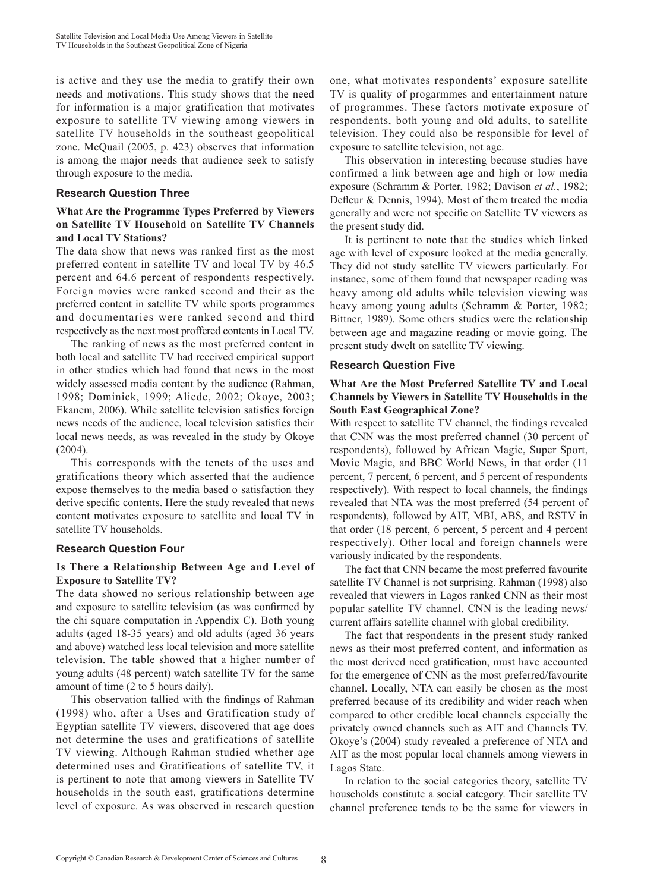is active and they use the media to gratify their own needs and motivations. This study shows that the need for information is a major gratification that motivates exposure to satellite TV viewing among viewers in satellite TV households in the southeast geopolitical zone. McQuail (2005, p. 423) observes that information is among the major needs that audience seek to satisfy through exposure to the media.

### Research Question Three

**What Are the Programme Types Preferred by Viewers on Satellite TV Household on Satellite TV Channels and Local TV Stations?**

The data show that news was ranked first as the most preferred content in satellite TV and local TV by 46.5 percent and 64.6 percent of respondents respectively. Foreign movies were ranked second and their as the preferred content in satellite TV while sports programmes and documentaries were ranked second and third respectively as the next most proffered contents in Local TV.

The ranking of news as the most preferred content in both local and satellite TV had received empirical support in other studies which had found that news in the most widely assessed media content by the audience (Rahman, 1998; Dominick, 1999; Aliede, 2002; Okoye, 2003; Ekanem, 2006). While satellite television satisfies foreign news needs of the audience, local television satisfies their local news needs, as was revealed in the study by Okoye (2004).

This corresponds with the tenets of the uses and gratifications theory which asserted that the audience expose themselves to the media based o satisfaction they derive specific contents. Here the study revealed that news content motivates exposure to satellite and local TV in satellite TV households.

### Research Question Four

**Is There a Relationship Between Age and Level of Exposure to Satellite TV?**

The data showed no serious relationship between age and exposure to satellite television (as was confirmed by the chi square computation in Appendix C). Both young adults (aged 18-35 years) and old adults (aged 36 years and above) watched less local television and more satellite television. The table showed that a higher number of young adults (48 percent) watch satellite TV for the same amount of time (2 to 5 hours daily).

This observation tallied with the findings of Rahman (1998) who, after a Uses and Gratification study of Egyptian satellite TV viewers, discovered that age does not determine the uses and gratifications of satellite TV viewing. Although Rahman studied whether age determined uses and Gratifications of satellite TV, it is pertinent to note that among viewers in Satellite TV households in the south east, gratifications determine level of exposure. As was observed in research question one, what motivates respondents' exposure satellite TV is quality of progarmmes and entertainment nature of programmes. These factors motivate exposure of respondents, both young and old adults, to satellite television. They could also be responsible for level of exposure to satellite television, not age.

This observation in interesting because studies have confirmed a link between age and high or low media exposure (Schramm & Porter, 1982; Davison *et al.*, 1982; Defleur & Dennis, 1994). Most of them treated the media generally and were not specific on Satellite TV viewers as the present study did.

It is pertinent to note that the studies which linked age with level of exposure looked at the media generally. They did not study satellite TV viewers particularly. For instance, some of them found that newspaper reading was heavy among old adults while television viewing was heavy among young adults (Schramm & Porter, 1982; Bittner, 1989). Some others studies were the relationship between age and magazine reading or movie going. The present study dwelt on satellite TV viewing.

### Research Question Five

**What Are the Most Preferred Satellite TV and Local Channels by Viewers in Satellite TV Households in the South East Geographical Zone?**

With respect to satellite TV channel, the findings revealed that CNN was the most preferred channel (30 percent of respondents), followed by African Magic, Super Sport, Movie Magic, and BBC World News, in that order (11 percent, 7 percent, 6 percent, and 5 percent of respondents respectively). With respect to local channels, the findings revealed that NTA was the most preferred (54 percent of respondents), followed by AIT, MBI, ABS, and RSTV in that order (18 percent, 6 percent, 5 percent and 4 percent respectively). Other local and foreign channels were variously indicated by the respondents.

The fact that CNN became the most preferred favourite satellite TV Channel is not surprising. Rahman (1998) also revealed that viewers in Lagos ranked CNN as their most popular satellite TV channel. CNN is the leading news/current affairs satellite channel with global credibility.

The fact that respondents in the present study ranked news as their most preferred content, and information as the most derived need gratification, must have accounted for the emergence of CNN as the most preferred/favourite channel. Locally, NTA can easily be chosen as the most preferred because of its credibility and wider reach when compared to other credible local channels especially the privately owned channels such as AIT and Channels TV. Okoye's (2004) study revealed a preference of NTA and AIT as the most popular local channels among viewers in Lagos State.

In relation to the social categories theory, satellite TV households constitute a social category. Their satellite TV channel preference tends to be the same for viewers in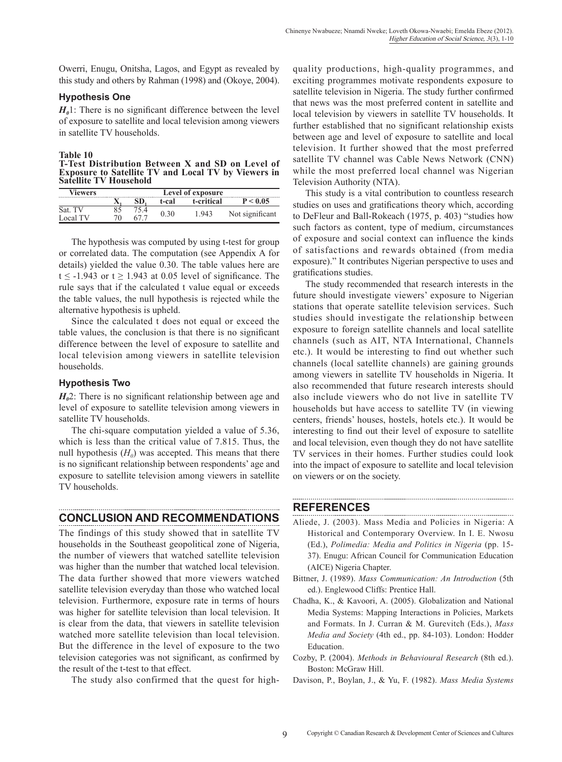Owerri, Enugu, Onitsha, Lagos, and Egypt as revealed by this study and others by Rahman (1998) and (Okoye, 2004).

### Hypothesis One

$H_0$1: There is no significant difference between the level of exposure to satellite and local television among viewers in satellite TV households.

**Table 10**
**T-Test Distribution Between X and SD on Level of Exposure to Satellite TV and Local TV by Viewers in Satellite TV Household**

| Viewers | Level of exposure | | | | |
|---|---|---|---|---|---|
| | $X_1$ | $SD_1$ | t-cal | t-critical | P < 0.05 |
| Sat. TV | 85 | 75.4 | 0.30 | 1.943 | Not significant |
| Local TV | 70 | 67.7 | | | |

The hypothesis was computed by using t-test for group or correlated data. The computation (see Appendix A for details) yielded the value 0.30. The table values here are $t \leq -1.943$ or $t \geq 1.943$ at 0.05 level of significance. The rule says that if the calculated t value equal or exceeds the table values, the null hypothesis is rejected while the alternative hypothesis is upheld.

Since the calculated t does not equal or exceed the table values, the conclusion is that there is no significant difference between the level of exposure to satellite and local television among viewers in satellite television households.

### Hypothesis Two

$H_0$2: There is no significant relationship between age and level of exposure to satellite television among viewers in satellite TV households.

The chi-square computation yielded a value of 5.36, which is less than the critical value of 7.815. Thus, the null hypothesis ($H_0$) was accepted. This means that there is no significant relationship between respondents' age and exposure to satellite television among viewers in satellite TV households.

## CONCLUSION AND RECOMMENDATIONS

The findings of this study showed that in satellite TV households in the Southeast geopolitical zone of Nigeria, the number of viewers that watched satellite television was higher than the number that watched local television. The data further showed that more viewers watched satellite television everyday than those who watched local television. Furthermore, exposure rate in terms of hours was higher for satellite television than local television. It is clear from the data, that viewers in satellite television watched more satellite television than local television. But the difference in the level of exposure to the two television categories was not significant, as confirmed by the result of the t-test to that effect.

The study also confirmed that the quest for high-quality productions, high-quality programmes, and exciting programmes motivate respondents exposure to satellite television in Nigeria. The study further confirmed that news was the most preferred content in satellite and local television by viewers in satellite TV households. It further established that no significant relationship exists between age and level of exposure to satellite and local television. It further showed that the most preferred satellite TV channel was Cable News Network (CNN) while the most preferred local channel was Nigerian Television Authority (NTA).

This study is a vital contribution to countless research studies on uses and gratifications theory which, according to DeFleur and Ball-Rokeach (1975, p. 403) "studies how such factors as content, type of medium, circumstances of exposure and social context can influence the kinds of satisfactions and rewards obtained (from media exposure)." It contributes Nigerian perspective to uses and gratifications studies.

The study recommended that research interests in the future should investigate viewers' exposure to Nigerian stations that operate satellite television services. Such studies should investigate the relationship between exposure to foreign satellite channels and local satellite channels (such as AIT, NTA International, Channels etc.). It would be interesting to find out whether such channels (local satellite channels) are gaining grounds among viewers in satellite TV households in Nigeria. It also recommended that future research interests should also include viewers who do not live in satellite TV households but have access to satellite TV (in viewing centers, friends' houses, hostels, hotels etc.). It would be interesting to find out their level of exposure to satellite and local television, even though they do not have satellite TV services in their homes. Further studies could look into the impact of exposure to satellite and local television on viewers or on the society.

## REFERENCES

Aliede, J. (2003). Mass Media and Policies in Nigeria: A Historical and Contemporary Overview. In I. E. Nwosu (Ed.), *Polimedia: Media and Politics in Nigeria* (pp. 15-37). Enugu: African Council for Communication Education (AICE) Nigeria Chapter.

Bittner, J. (1989). *Mass Communication: An Introduction* (5th ed.). Englewood Cliffs: Prentice Hall.

Chadha, K., & Kavoori, A. (2005). Globalization and National Media Systems: Mapping Interactions in Policies, Markets and Formats. In J. Curran & M. Gurevitch (Eds.), *Mass Media and Society* (4th ed., pp. 84-103). London: Hodder Education.

Cozby, P. (2004). *Methods in Behavioural Research* (8th ed.). Boston: McGraw Hill.

Davison, P., Boylan, J., & Yu, F. (1982). *Mass Media Systems*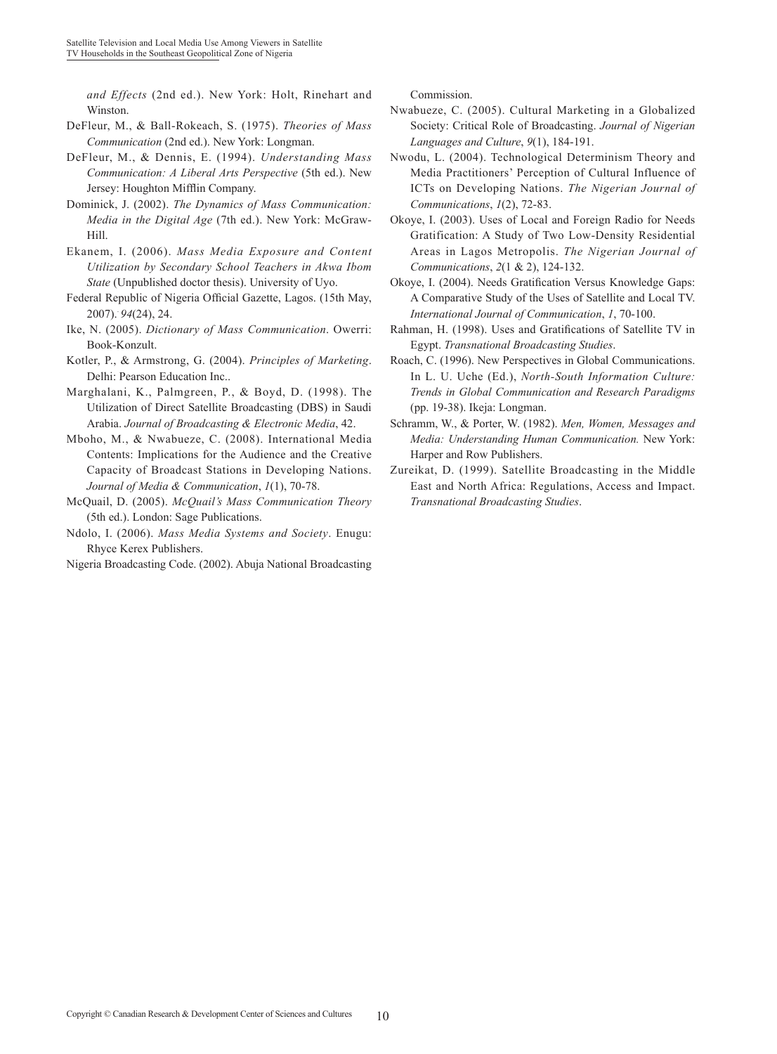*and Effects* (2nd ed.). New York: Holt, Rinehart and Winston.

DeFleur, M., & Ball-Rokeach, S. (1975). *Theories of Mass Communication* (2nd ed.). New York: Longman.

DeFleur, M., & Dennis, E. (1994). *Understanding Mass Communication: A Liberal Arts Perspective* (5th ed.). New Jersey: Houghton Mifflin Company.

Dominick, J. (2002). *The Dynamics of Mass Communication: Media in the Digital Age* (7th ed.). New York: McGraw-Hill.

Ekanem, I. (2006). *Mass Media Exposure and Content Utilization by Secondary School Teachers in Akwa Ibom State* (Unpublished doctor thesis). University of Uyo.

Federal Republic of Nigeria Official Gazette, Lagos. (15th May, 2007). *94*(24), 24.

Ike, N. (2005). *Dictionary of Mass Communication*. Owerri: Book-Konzult.

Kotler, P., & Armstrong, G. (2004). *Principles of Marketing*. Delhi: Pearson Education Inc..

Marghalani, K., Palmgreen, P., & Boyd, D. (1998). The Utilization of Direct Satellite Broadcasting (DBS) in Saudi Arabia. *Journal of Broadcasting & Electronic Media*, 42.

Mboho, M., & Nwabueze, C. (2008). International Media Contents: Implications for the Audience and the Creative Capacity of Broadcast Stations in Developing Nations. *Journal of Media & Communication*, *1*(1), 70-78.

McQuail, D. (2005). *McQuail's Mass Communication Theory* (5th ed.). London: Sage Publications.

Ndolo, I. (2006). *Mass Media Systems and Society*. Enugu: Rhyce Kerex Publishers.

Nigeria Broadcasting Code. (2002). Abuja National Broadcasting Commission.

Nwabueze, C. (2005). Cultural Marketing in a Globalized Society: Critical Role of Broadcasting. *Journal of Nigerian Languages and Culture*, *9*(1), 184-191.

Nwodu, L. (2004). Technological Determinism Theory and Media Practitioners' Perception of Cultural Influence of ICTs on Developing Nations. *The Nigerian Journal of Communications*, *1*(2), 72-83.

Okoye, I. (2003). Uses of Local and Foreign Radio for Needs Gratification: A Study of Two Low-Density Residential Areas in Lagos Metropolis. *The Nigerian Journal of Communications*, *2*(1 & 2), 124-132.

Okoye, I. (2004). Needs Gratification Versus Knowledge Gaps: A Comparative Study of the Uses of Satellite and Local TV. *International Journal of Communication*, *1*, 70-100.

Rahman, H. (1998). Uses and Gratifications of Satellite TV in Egypt. *Transnational Broadcasting Studies*.

Roach, C. (1996). New Perspectives in Global Communications. In L. U. Uche (Ed.), *North-South Information Culture: Trends in Global Communication and Research Paradigms* (pp. 19-38). Ikeja: Longman.

Schramm, W., & Porter, W. (1982). *Men, Women, Messages and Media: Understanding Human Communication.* New York: Harper and Row Publishers.

Zureikat, D. (1999). Satellite Broadcasting in the Middle East and North Africa: Regulations, Access and Impact. *Transnational Broadcasting Studies*.